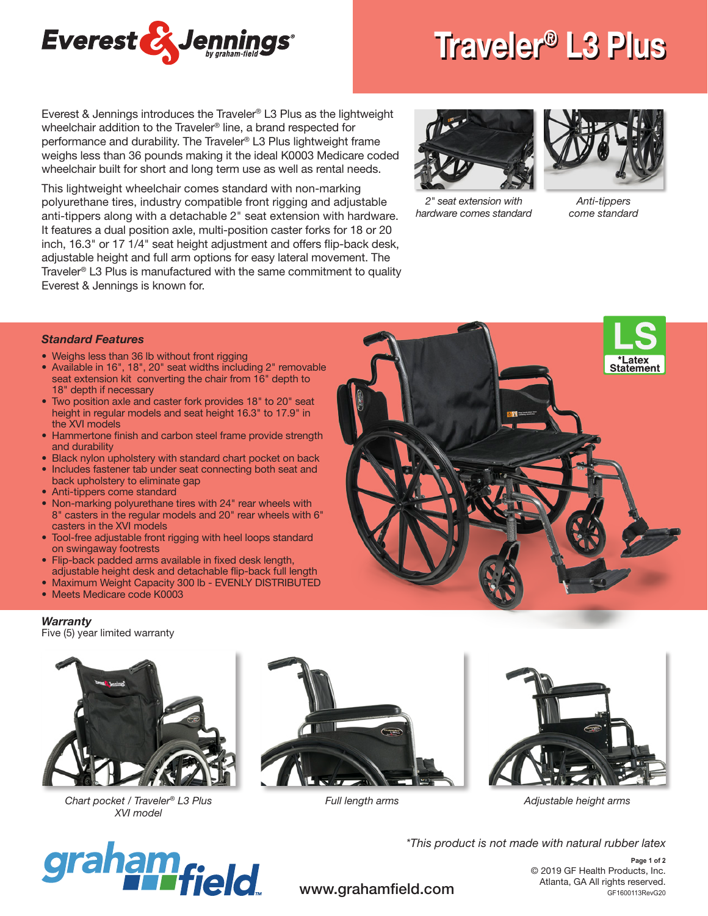Everest & Jennings by graham-field

# Traveler® L3 Plus

Everest & Jennings introduces the Traveler® L3 Plus as the lightweight wheelchair addition to the Traveler® line, a brand respected for performance and durability. The Traveler® L3 Plus lightweight frame weighs less than 36 pounds making it the ideal K0003 Medicare coded wheelchair built for short and long term use as well as rental needs.

This lightweight wheelchair comes standard with non-marking polyurethane tires, industry compatible front rigging and adjustable anti-tippers along with a detachable 2" seat extension with hardware. It features a dual position axle, multi-position caster forks for 18 or 20 inch, 16.3" or 17 1/4" seat height adjustment and offers flip-back desk, adjustable height and full arm options for easy lateral movement. The Traveler® L3 Plus is manufactured with the same commitment to quality Everest & Jennings is known for.

*2" seat extension with hardware comes standard*

*Anti-tippers come standard*

### *Standard Features*

- Weighs less than 36 lb without front rigging
- Available in 16", 18", 20" seat widths including 2" removable seat extension kit converting the chair from 16" depth to 18" depth if necessary
- Two position axle and caster fork provides 18" to 20" seat height in regular models and seat height 16.3" to 17.9" in the XVI models
- Hammertone finish and carbon steel frame provide strength and durability
- Black nylon upholstery with standard chart pocket on back
- Includes fastener tab under seat connecting both seat and back upholstery to eliminate gap
- Anti-tippers come standard
- Non-marking polyurethane tires with 24" rear wheels with 8" casters in the regular models and 20" rear wheels with 6" casters in the XVI models
- Tool-free adjustable front rigging with heel loops standard on swingaway footrests
- Flip-back padded arms available in fixed desk length, adjustable height desk and detachable flip-back full length
- Maximum Weight Capacity 300 lb - EVENLY DISTRIBUTED
- Meets Medicare code K0003

LS *Latex Statement

### *Warranty*

Five (5) year limited warranty

*Chart pocket / Traveler® L3 Plus XVI model*

*Full length arms*

*Adjustable height arms*

*\*This product is not made with natural rubber latex*

graham field

www.grahamfield.com

© 2019 GF Health Products, Inc.
Atlanta, GA All rights reserved.
GF1600113RevG20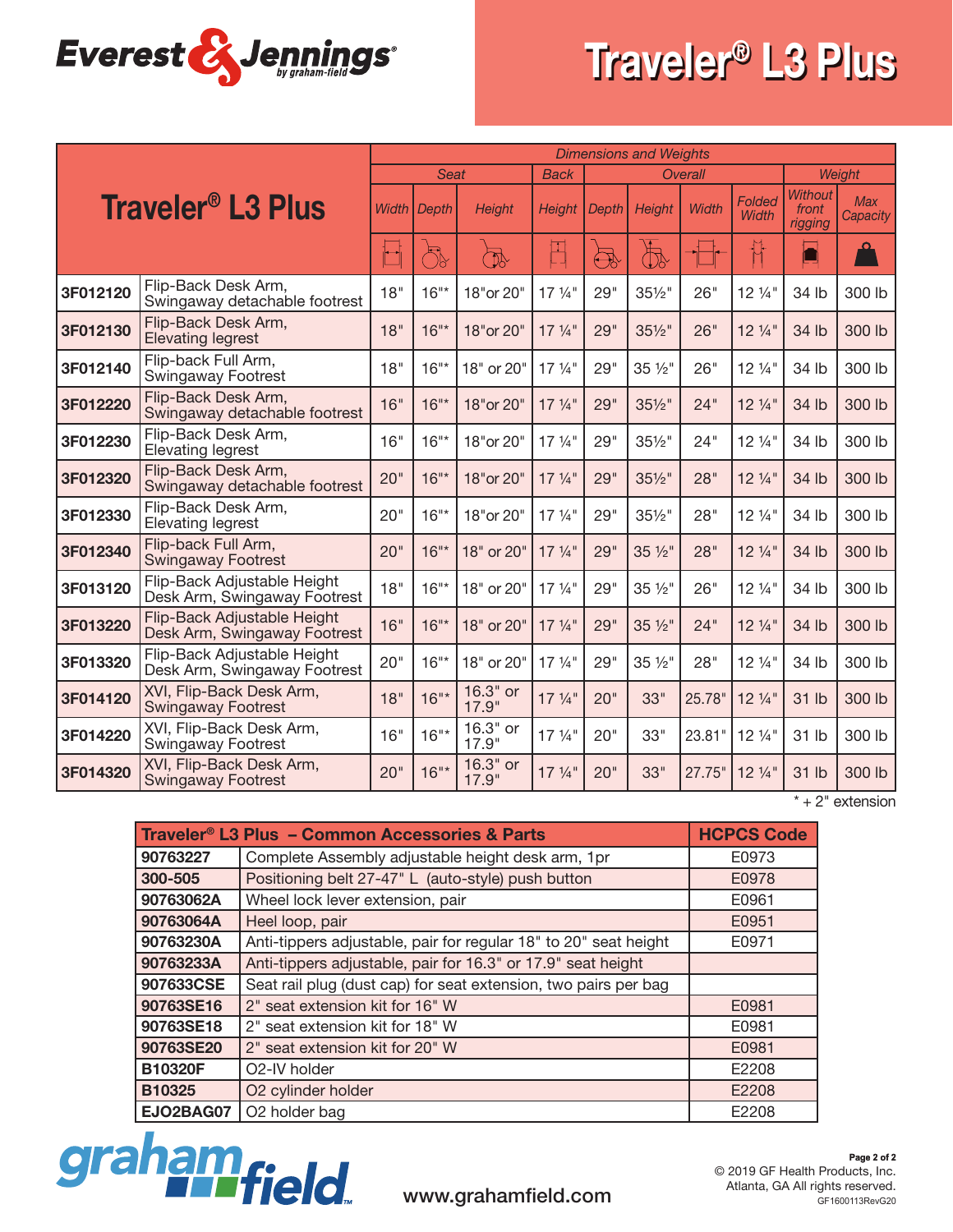# Traveler® L3 Plus

| Traveler® L3 Plus | | Dimensions and Weights | | | | | | | | | | |
|---|---|---|---|---|---|---|---|---|---|---|---|---|
| | | Seat | | | Back | Overall | | | | Weight | | |
| | | Width | Depth | Height | Height | Depth | Height | Width | Folded Width | Without front rigging | Max Capacity |
| **3F012120** | Flip-Back Desk Arm, Swingaway detachable footrest | 18" | 16"* | 18"or 20" | 17 ¼" | 29" | 35½" | 26" | 12 ¼" | 34 lb | 300 lb |
| **3F012130** | Flip-Back Desk Arm, Elevating legrest | 18" | 16"* | 18"or 20" | 17 ¼" | 29" | 35½" | 26" | 12 ¼" | 34 lb | 300 lb |
| **3F012140** | Flip-back Full Arm, Swingaway Footrest | 18" | 16"* | 18" or 20" | 17 ¼" | 29" | 35 ½" | 26" | 12 ¼" | 34 lb | 300 lb |
| **3F012220** | Flip-Back Desk Arm, Swingaway detachable footrest | 16" | 16"* | 18"or 20" | 17 ¼" | 29" | 35½" | 24" | 12 ¼" | 34 lb | 300 lb |
| **3F012230** | Flip-Back Desk Arm, Elevating legrest | 16" | 16"* | 18"or 20" | 17 ¼" | 29" | 35½" | 24" | 12 ¼" | 34 lb | 300 lb |
| **3F012320** | Flip-Back Desk Arm, Swingaway detachable footrest | 20" | 16"* | 18"or 20" | 17 ¼" | 29" | 35½" | 28" | 12 ¼" | 34 lb | 300 lb |
| **3F012330** | Flip-Back Desk Arm, Elevating legrest | 20" | 16"* | 18"or 20" | 17 ¼" | 29" | 35½" | 28" | 12 ¼" | 34 lb | 300 lb |
| **3F012340** | Flip-back Full Arm, Swingaway Footrest | 20" | 16"* | 18" or 20" | 17 ¼" | 29" | 35 ½" | 28" | 12 ¼" | 34 lb | 300 lb |
| **3F013120** | Flip-Back Adjustable Height Desk Arm, Swingaway Footrest | 18" | 16"* | 18" or 20" | 17 ¼" | 29" | 35 ½" | 26" | 12 ¼" | 34 lb | 300 lb |
| **3F013220** | Flip-Back Adjustable Height Desk Arm, Swingaway Footrest | 16" | 16"* | 18" or 20" | 17 ¼" | 29" | 35 ½" | 24" | 12 ¼" | 34 lb | 300 lb |
| **3F013320** | Flip-Back Adjustable Height Desk Arm, Swingaway Footrest | 20" | 16"* | 18" or 20" | 17 ¼" | 29" | 35 ½" | 28" | 12 ¼" | 34 lb | 300 lb |
| **3F014120** | XVI, Flip-Back Desk Arm, Swingaway Footrest | 18" | 16"* | 16.3" or 17.9" | 17 ¼" | 20" | 33" | 25.78" | 12 ¼" | 31 lb | 300 lb |
| **3F014220** | XVI, Flip-Back Desk Arm, Swingaway Footrest | 16" | 16"* | 16.3" or 17.9" | 17 ¼" | 20" | 33" | 23.81" | 12 ¼" | 31 lb | 300 lb |
| **3F014320** | XVI, Flip-Back Desk Arm, Swingaway Footrest | 20" | 16"* | 16.3" or 17.9" | 17 ¼" | 20" | 33" | 27.75" | 12 ¼" | 31 lb | 300 lb |

\* + 2" extension

| Traveler® L3 Plus – Common Accessories & Parts | | HCPCS Code |
|---|---|---|
| **90763227** | Complete Assembly adjustable height desk arm, 1pr | E0973 |
| **300-505** | Positioning belt 27-47" L (auto-style) push button | E0978 |
| **90763062A** | Wheel lock lever extension, pair | E0961 |
| **90763064A** | Heel loop, pair | E0951 |
| **90763230A** | Anti-tippers adjustable, pair for regular 18" to 20" seat height | E0971 |
| **90763233A** | Anti-tippers adjustable, pair for 16.3" or 17.9" seat height | |
| **907633CSE** | Seat rail plug (dust cap) for seat extension, two pairs per bag | |
| **90763SE16** | 2" seat extension kit for 16" W | E0981 |
| **90763SE18** | 2" seat extension kit for 18" W | E0981 |
| **90763SE20** | 2" seat extension kit for 20" W | E0981 |
| **B10320F** | O2-IV holder | E2208 |
| **B10325** | O2 cylinder holder | E2208 |
| **EJO2BAG07** | O2 holder bag | E2208 |

www.grahamfield.com

© 2019 GF Health Products, Inc.
Atlanta, GA All rights reserved.
GF1600113RevG20